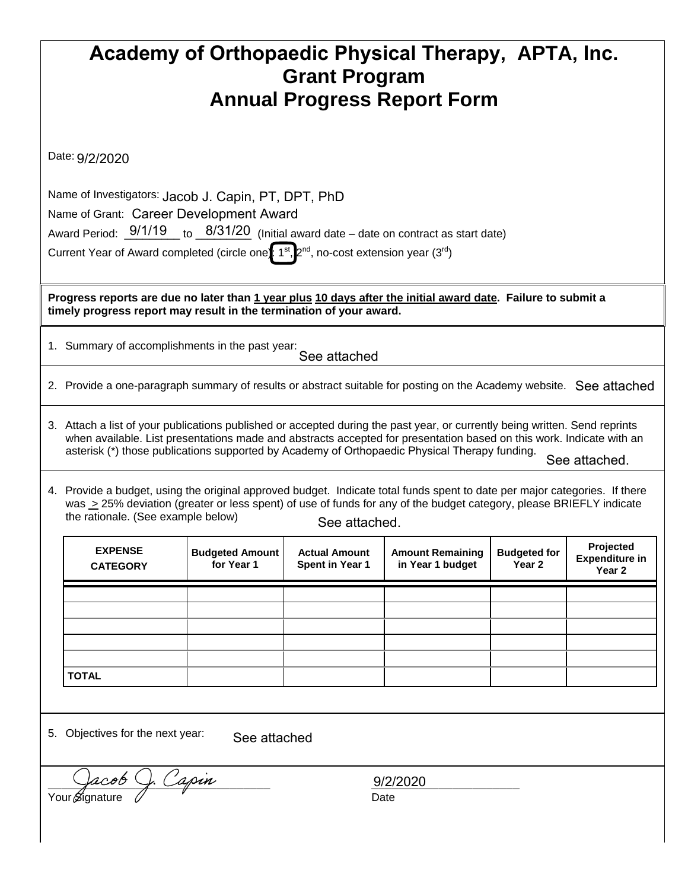# Academy of Orthopaedic Physical Therapy, APTA, Inc.
## Grant Program
## Annual Progress Report Form

Date: 9/2/2020

Name of Investigators: Jacob J. Capin, PT, DPT, PhD

Name of Grant: Career Development Award

Award Period: 9/1/19 to 8/31/20 (Initial award date – date on contract as start date)

Current Year of Award completed (circle one): **[1st]**, 2nd, no-cost extension year (3rd)

**Progress reports are due no later than 1 year plus 10 days after the initial award date. Failure to submit a timely progress report may result in the termination of your award.**

1. Summary of accomplishments in the past year: See attached
2. Provide a one-paragraph summary of results or abstract suitable for posting on the Academy website. See attached
3. Attach a list of your publications published or accepted during the past year, or currently being written. Send reprints when available. List presentations made and abstracts accepted for presentation based on this work. Indicate with an asterisk (*) those publications supported by Academy of Orthopaedic Physical Therapy funding. See attached.
4. Provide a budget, using the original approved budget. Indicate total funds spent to date per major categories. If there was ≥ 25% deviation (greater or less spent) of use of funds for any of the budget category, please BRIEFLY indicate the rationale. (See example below) See attached.

| EXPENSE CATEGORY | Budgeted Amount for Year 1 | Actual Amount Spent in Year 1 | Amount Remaining in Year 1 budget | Budgeted for Year 2 | Projected Expenditure in Year 2 |
|---|---|---|---|---|---|
| | | | | | |
| | | | | | |
| | | | | | |
| | | | | | |
| | | | | | |
| TOTAL | | | | | |

5. Objectives for the next year: See attached

Jacob J. Capin
Your Signature

9/2/2020
Date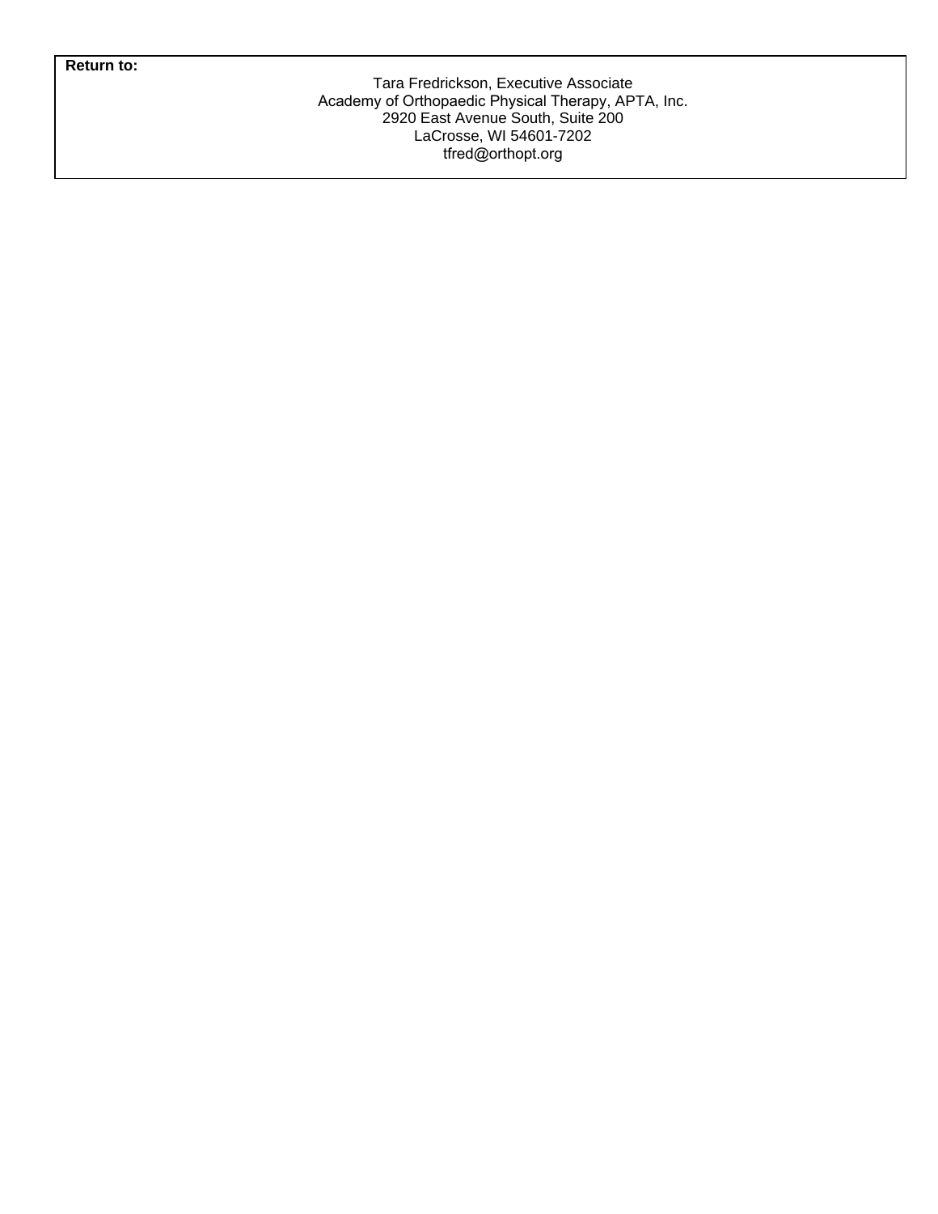**Return to:**

Tara Fredrickson, Executive Associate
Academy of Orthopaedic Physical Therapy, APTA, Inc.
2920 East Avenue South, Suite 200
LaCrosse, WI 54601-7202
tfred@orthopt.org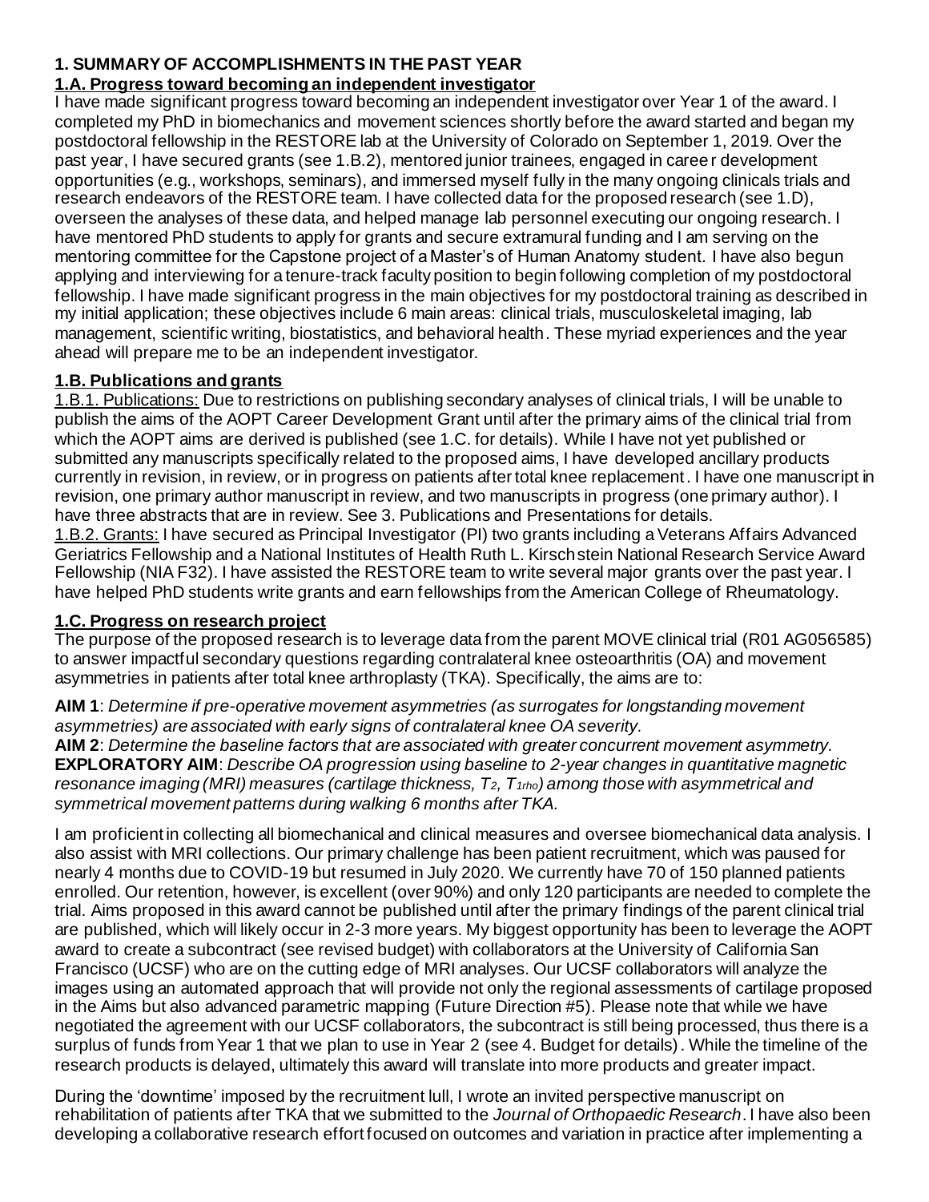## 1. SUMMARY OF ACCOMPLISHMENTS IN THE PAST YEAR

### 1.A. Progress toward becoming an independent investigator

I have made significant progress toward becoming an independent investigator over Year 1 of the award. I completed my PhD in biomechanics and movement sciences shortly before the award started and began my postdoctoral fellowship in the RESTORE lab at the University of Colorado on September 1, 2019. Over the past year, I have secured grants (see 1.B.2), mentored junior trainees, engaged in career development opportunities (e.g., workshops, seminars), and immersed myself fully in the many ongoing clinicals trials and research endeavors of the RESTORE team. I have collected data for the proposed research (see 1.D), overseen the analyses of these data, and helped manage lab personnel executing our ongoing research. I have mentored PhD students to apply for grants and secure extramural funding and I am serving on the mentoring committee for the Capstone project of a Master's of Human Anatomy student. I have also begun applying and interviewing for a tenure-track faculty position to begin following completion of my postdoctoral fellowship. I have made significant progress in the main objectives for my postdoctoral training as described in my initial application; these objectives include 6 main areas: clinical trials, musculoskeletal imaging, lab management, scientific writing, biostatistics, and behavioral health. These myriad experiences and the year ahead will prepare me to be an independent investigator.

### 1.B. Publications and grants

1.B.1. Publications: Due to restrictions on publishing secondary analyses of clinical trials, I will be unable to publish the aims of the AOPT Career Development Grant until after the primary aims of the clinical trial from which the AOPT aims are derived is published (see 1.C. for details). While I have not yet published or submitted any manuscripts specifically related to the proposed aims, I have developed ancillary products currently in revision, in review, or in progress on patients after total knee replacement. I have one manuscript in revision, one primary author manuscript in review, and two manuscripts in progress (one primary author). I have three abstracts that are in review. See 3. Publications and Presentations for details.

1.B.2. Grants: I have secured as Principal Investigator (PI) two grants including a Veterans Affairs Advanced Geriatrics Fellowship and a National Institutes of Health Ruth L. Kirschstein National Research Service Award Fellowship (NIA F32). I have assisted the RESTORE team to write several major grants over the past year. I have helped PhD students write grants and earn fellowships from the American College of Rheumatology.

### 1.C. Progress on research project

The purpose of the proposed research is to leverage data from the parent MOVE clinical trial (R01 AG056585) to answer impactful secondary questions regarding contralateral knee osteoarthritis (OA) and movement asymmetries in patients after total knee arthroplasty (TKA). Specifically, the aims are to:

**AIM 1**: *Determine if pre-operative movement asymmetries (as surrogates for longstanding movement asymmetries) are associated with early signs of contralateral knee OA severity.*
**AIM 2**: *Determine the baseline factors that are associated with greater concurrent movement asymmetry.*
**EXPLORATORY AIM**: *Describe OA progression using baseline to 2-year changes in quantitative magnetic resonance imaging (MRI) measures (cartilage thickness, $T_2$, $T_{1rho}$) among those with asymmetrical and symmetrical movement patterns during walking 6 months after TKA.*

I am proficient in collecting all biomechanical and clinical measures and oversee biomechanical data analysis. I also assist with MRI collections. Our primary challenge has been patient recruitment, which was paused for nearly 4 months due to COVID-19 but resumed in July 2020. We currently have 70 of 150 planned patients enrolled. Our retention, however, is excellent (over 90%) and only 120 participants are needed to complete the trial. Aims proposed in this award cannot be published until after the primary findings of the parent clinical trial are published, which will likely occur in 2-3 more years. My biggest opportunity has been to leverage the AOPT award to create a subcontract (see revised budget) with collaborators at the University of California San Francisco (UCSF) who are on the cutting edge of MRI analyses. Our UCSF collaborators will analyze the images using an automated approach that will provide not only the regional assessments of cartilage proposed in the Aims but also advanced parametric mapping (Future Direction #5). Please note that while we have negotiated the agreement with our UCSF collaborators, the subcontract is still being processed, thus there is a surplus of funds from Year 1 that we plan to use in Year 2 (see 4. Budget for details). While the timeline of the research products is delayed, ultimately this award will translate into more products and greater impact.

During the 'downtime' imposed by the recruitment lull, I wrote an invited perspective manuscript on rehabilitation of patients after TKA that we submitted to the *Journal of Orthopaedic Research*. I have also been developing a collaborative research effort focused on outcomes and variation in practice after implementing a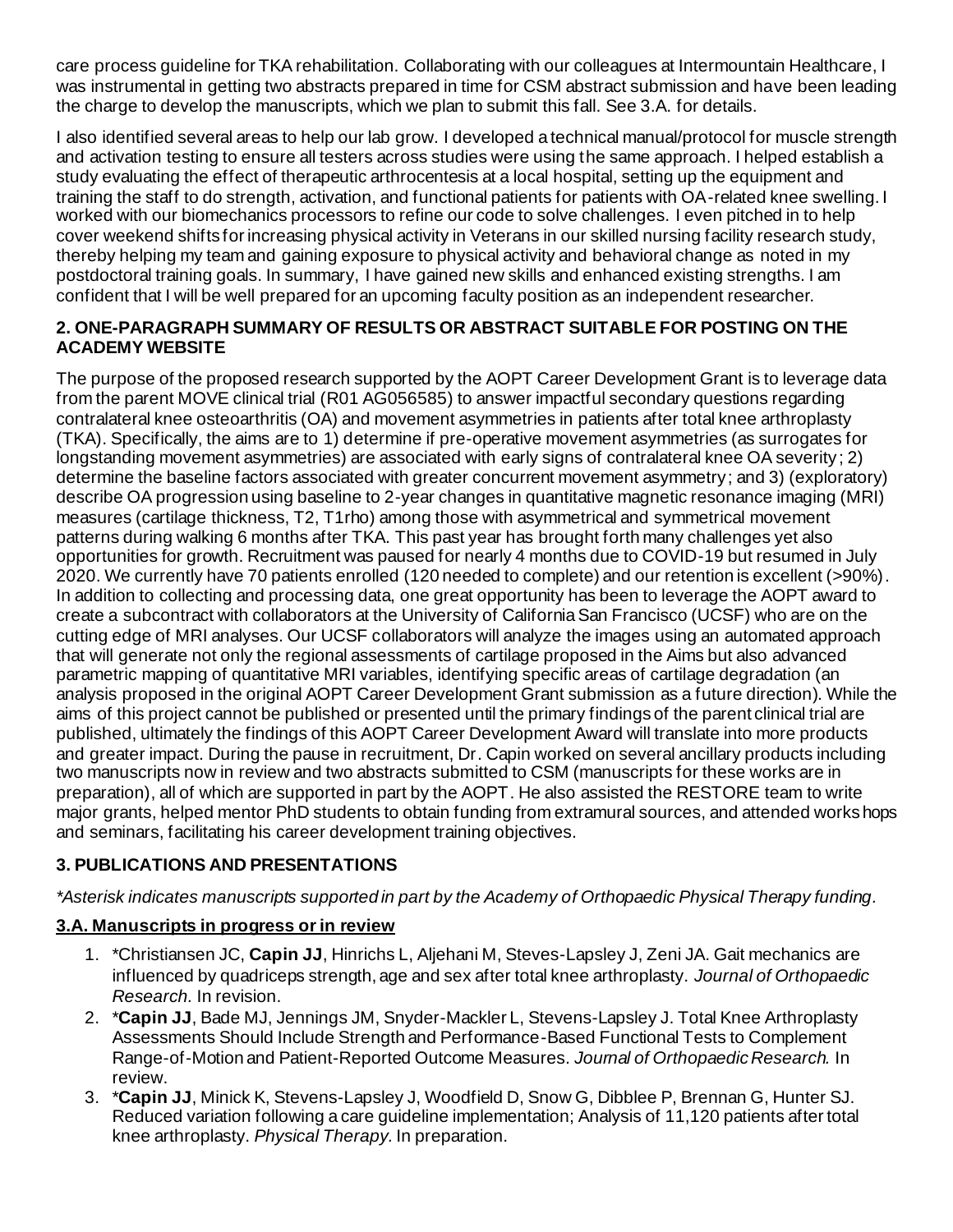care process guideline for TKA rehabilitation. Collaborating with our colleagues at Intermountain Healthcare, I was instrumental in getting two abstracts prepared in time for CSM abstract submission and have been leading the charge to develop the manuscripts, which we plan to submit this fall. See 3.A. for details.

I also identified several areas to help our lab grow. I developed a technical manual/protocol for muscle strength and activation testing to ensure all testers across studies were using the same approach. I helped establish a study evaluating the effect of therapeutic arthrocentesis at a local hospital, setting up the equipment and training the staff to do strength, activation, and functional patients for patients with OA-related knee swelling. I worked with our biomechanics processors to refine our code to solve challenges. I even pitched in to help cover weekend shifts for increasing physical activity in Veterans in our skilled nursing facility research study, thereby helping my team and gaining exposure to physical activity and behavioral change as noted in my postdoctoral training goals. In summary, I have gained new skills and enhanced existing strengths. I am confident that I will be well prepared for an upcoming faculty position as an independent researcher.

## 2. ONE-PARAGRAPH SUMMARY OF RESULTS OR ABSTRACT SUITABLE FOR POSTING ON THE ACADEMY WEBSITE

The purpose of the proposed research supported by the AOPT Career Development Grant is to leverage data from the parent MOVE clinical trial (R01 AG056585) to answer impactful secondary questions regarding contralateral knee osteoarthritis (OA) and movement asymmetries in patients after total knee arthroplasty (TKA). Specifically, the aims are to 1) determine if pre-operative movement asymmetries (as surrogates for longstanding movement asymmetries) are associated with early signs of contralateral knee OA severity; 2) determine the baseline factors associated with greater concurrent movement asymmetry; and 3) (exploratory) describe OA progression using baseline to 2-year changes in quantitative magnetic resonance imaging (MRI) measures (cartilage thickness, T2, T1rho) among those with asymmetrical and symmetrical movement patterns during walking 6 months after TKA. This past year has brought forth many challenges yet also opportunities for growth. Recruitment was paused for nearly 4 months due to COVID-19 but resumed in July 2020. We currently have 70 patients enrolled (120 needed to complete) and our retention is excellent (>90%). In addition to collecting and processing data, one great opportunity has been to leverage the AOPT award to create a subcontract with collaborators at the University of California San Francisco (UCSF) who are on the cutting edge of MRI analyses. Our UCSF collaborators will analyze the images using an automated approach that will generate not only the regional assessments of cartilage proposed in the Aims but also advanced parametric mapping of quantitative MRI variables, identifying specific areas of cartilage degradation (an analysis proposed in the original AOPT Career Development Grant submission as a future direction). While the aims of this project cannot be published or presented until the primary findings of the parent clinical trial are published, ultimately the findings of this AOPT Career Development Award will translate into more products and greater impact. During the pause in recruitment, Dr. Capin worked on several ancillary products including two manuscripts now in review and two abstracts submitted to CSM (manuscripts for these works are in preparation), all of which are supported in part by the AOPT. He also assisted the RESTORE team to write major grants, helped mentor PhD students to obtain funding from extramural sources, and attended workshops and seminars, facilitating his career development training objectives.

## 3. PUBLICATIONS AND PRESENTATIONS

*\*Asterisk indicates manuscripts supported in part by the Academy of Orthopaedic Physical Therapy funding.*

### 3.A. Manuscripts in progress or in review

1. *Christiansen JC, **Capin JJ**, Hinrichs L, Aljehani M, Steves-Lapsley J, Zeni JA. Gait mechanics are influenced by quadriceps strength, age and sex after total knee arthroplasty. *Journal of Orthopaedic Research.* In revision.
2. *Capin JJ**, Bade MJ, Jennings JM, Snyder-Mackler L, Stevens-Lapsley J. Total Knee Arthroplasty Assessments Should Include Strength and Performance-Based Functional Tests to Complement Range-of-Motion and Patient-Reported Outcome Measures. *Journal of Orthopaedic Research.* In review.
3. *Capin JJ**, Minick K, Stevens-Lapsley J, Woodfield D, Snow G, Dibblee P, Brennan G, Hunter SJ. Reduced variation following a care guideline implementation; Analysis of 11,120 patients after total knee arthroplasty. *Physical Therapy.* In preparation.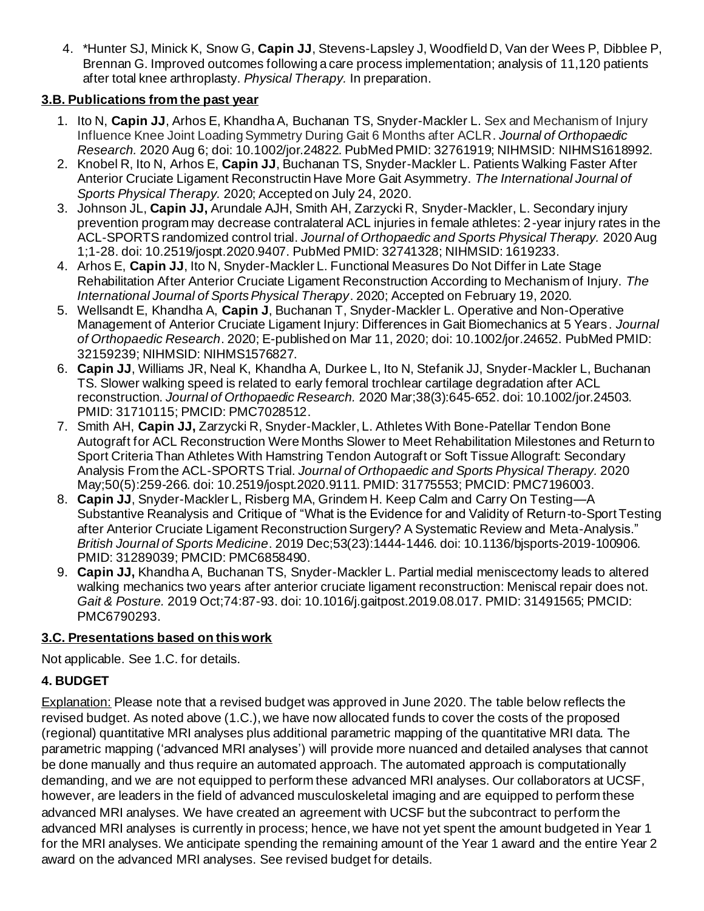4. *Hunter SJ, Minick K, Snow G, **Capin JJ**, Stevens-Lapsley J, Woodfield D, Van der Wees P, Dibblee P, Brennan G. Improved outcomes following a care process implementation; analysis of 11,120 patients after total knee arthroplasty. *Physical Therapy.* In preparation.

**3.B. Publications from the past year**

1. Ito N, **Capin JJ**, Arhos E, Khandha A, Buchanan TS, Snyder-Mackler L. Sex and Mechanism of Injury Influence Knee Joint Loading Symmetry During Gait 6 Months after ACLR. *Journal of Orthopaedic Research.* 2020 Aug 6; doi: 10.1002/jor.24822. PubMed PMID: 32761919; NIHMSID: NIHMS1618992.
2. Knobel R, Ito N, Arhos E, **Capin JJ**, Buchanan TS, Snyder-Mackler L. Patients Walking Faster After Anterior Cruciate Ligament Reconstructin Have More Gait Asymmetry. *The International Journal of Sports Physical Therapy.* 2020; Accepted on July 24, 2020.
3. Johnson JL, **Capin JJ,** Arundale AJH, Smith AH, Zarzycki R, Snyder-Mackler, L. Secondary injury prevention program may decrease contralateral ACL injuries in female athletes: 2-year injury rates in the ACL-SPORTS randomized control trial. *Journal of Orthopaedic and Sports Physical Therapy.* 2020 Aug 1;1-28. doi: 10.2519/jospt.2020.9407. PubMed PMID: 32741328; NIHMSID: 1619233.
4. Arhos E, **Capin JJ**, Ito N, Snyder-Mackler L. Functional Measures Do Not Differ in Late Stage Rehabilitation After Anterior Cruciate Ligament Reconstruction According to Mechanism of Injury. *The International Journal of Sports Physical Therapy*. 2020; Accepted on February 19, 2020.
5. Wellsandt E, Khandha A, **Capin J**, Buchanan T, Snyder-Mackler L. Operative and Non-Operative Management of Anterior Cruciate Ligament Injury: Differences in Gait Biomechanics at 5 Years. *Journal of Orthopaedic Research*. 2020; E-published on Mar 11, 2020; doi: 10.1002/jor.24652. PubMed PMID: 32159239; NIHMSID: NIHMS1576827.
6. **Capin JJ**, Williams JR, Neal K, Khandha A, Durkee L, Ito N, Stefanik JJ, Snyder-Mackler L, Buchanan TS. Slower walking speed is related to early femoral trochlear cartilage degradation after ACL reconstruction. *Journal of Orthopaedic Research.* 2020 Mar;38(3):645-652. doi: 10.1002/jor.24503. PMID: 31710115; PMCID: PMC7028512.
7. Smith AH, **Capin JJ**, Zarzycki R, Snyder-Mackler, L. Athletes With Bone-Patellar Tendon Bone Autograft for ACL Reconstruction Were Months Slower to Meet Rehabilitation Milestones and Return to Sport Criteria Than Athletes With Hamstring Tendon Autograft or Soft Tissue Allograft: Secondary Analysis From the ACL-SPORTS Trial. *Journal of Orthopaedic and Sports Physical Therapy.* 2020 May;50(5):259-266. doi: 10.2519/jospt.2020.9111. PMID: 31775553; PMCID: PMC7196003.
8. **Capin JJ**, Snyder-Mackler L, Risberg MA, Grindem H. Keep Calm and Carry On Testing—A Substantive Reanalysis and Critique of "What is the Evidence for and Validity of Return-to-Sport Testing after Anterior Cruciate Ligament Reconstruction Surgery? A Systematic Review and Meta-Analysis." *British Journal of Sports Medicine*. 2019 Dec;53(23):1444-1446. doi: 10.1136/bjsports-2019-100906. PMID: 31289039; PMCID: PMC6858490.
9. **Capin JJ,** Khandha A, Buchanan TS, Snyder-Mackler L. Partial medial meniscectomy leads to altered walking mechanics two years after anterior cruciate ligament reconstruction: Meniscal repair does not. *Gait & Posture.* 2019 Oct;74:87-93. doi: 10.1016/j.gaitpost.2019.08.017. PMID: 31491565; PMCID: PMC6790293.

**3.C. Presentations based on this work**

Not applicable. See 1.C. for details.

**4. BUDGET**

Explanation: Please note that a revised budget was approved in June 2020. The table below reflects the revised budget. As noted above (1.C.), we have now allocated funds to cover the costs of the proposed (regional) quantitative MRI analyses plus additional parametric mapping of the quantitative MRI data. The parametric mapping ('advanced MRI analyses') will provide more nuanced and detailed analyses that cannot be done manually and thus require an automated approach. The automated approach is computationally demanding, and we are not equipped to perform these advanced MRI analyses. Our collaborators at UCSF, however, are leaders in the field of advanced musculoskeletal imaging and are equipped to perform these advanced MRI analyses. We have created an agreement with UCSF but the subcontract to perform the advanced MRI analyses is currently in process; hence, we have not yet spent the amount budgeted in Year 1 for the MRI analyses. We anticipate spending the remaining amount of the Year 1 award and the entire Year 2 award on the advanced MRI analyses. See revised budget for details.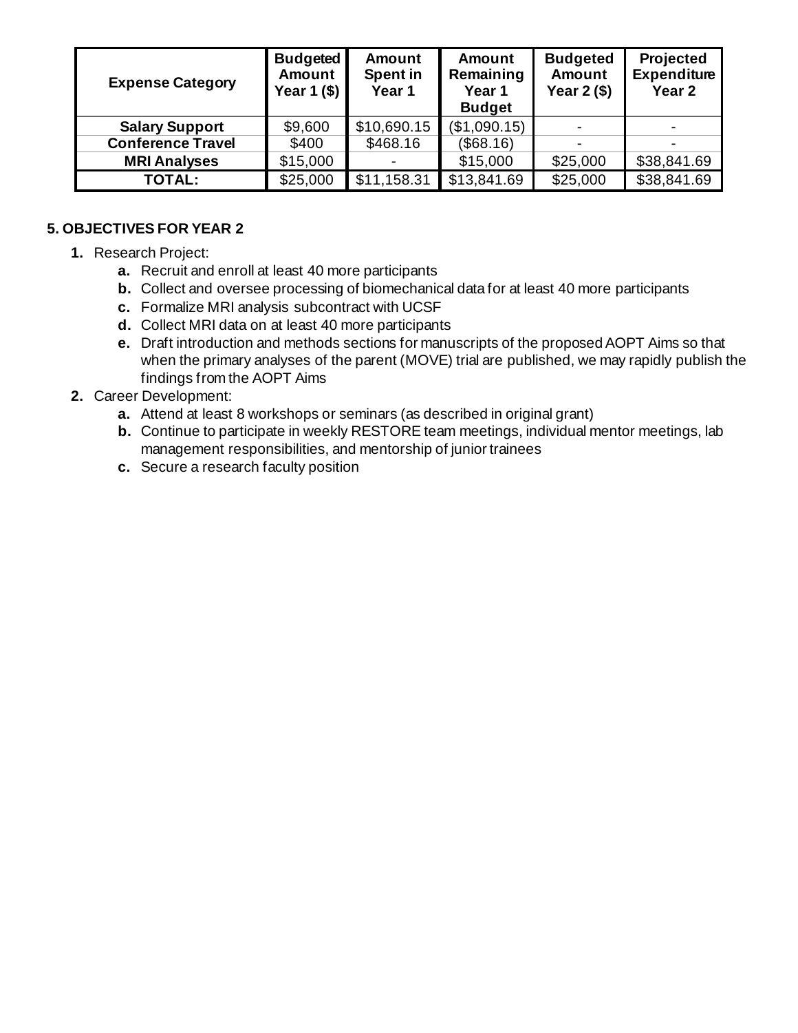| Expense Category | Budgeted Amount Year 1 ($) | Amount Spent in Year 1 | Amount Remaining Year 1 Budget | Budgeted Amount Year 2 ($) | Projected Expenditure Year 2 |
|---|---|---|---|---|---|
| **Salary Support** | $9,600 | $10,690.15 | ($1,090.15) | - | - |
| **Conference Travel** | $400 | $468.16 | ($68.16) | - | - |
| **MRI Analyses** | $15,000 | - | $15,000 | $25,000 | $38,841.69 |
| **TOTAL:** | $25,000 | $11,158.31 | $13,841.69 | $25,000 | $38,841.69 |

### 5. OBJECTIVES FOR YEAR 2

1. Research Project:
   a. Recruit and enroll at least 40 more participants
   b. Collect and oversee processing of biomechanical data for at least 40 more participants
   c. Formalize MRI analysis subcontract with UCSF
   d. Collect MRI data on at least 40 more participants
   e. Draft introduction and methods sections for manuscripts of the proposed AOPT Aims so that when the primary analyses of the parent (MOVE) trial are published, we may rapidly publish the findings from the AOPT Aims
2. Career Development:
   a. Attend at least 8 workshops or seminars (as described in original grant)
   b. Continue to participate in weekly RESTORE team meetings, individual mentor meetings, lab management responsibilities, and mentorship of junior trainees
   c. Secure a research faculty position